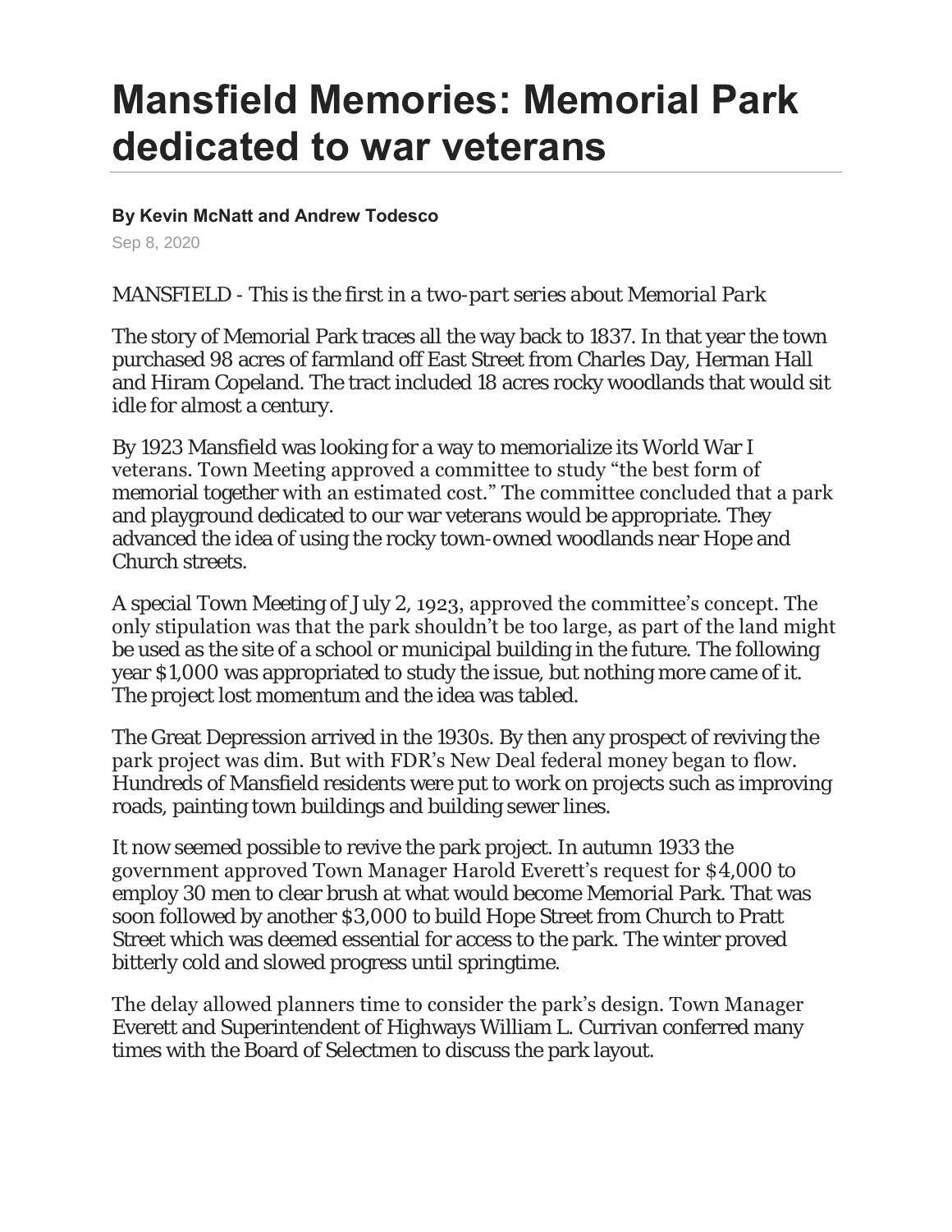# Mansfield Memories: Memorial Park dedicated to war veterans

**By Kevin McNatt and Andrew Todesco**

Sep 8, 2020

*MANSFIELD - This is the first in a two-part series about Memorial Park*

The story of Memorial Park traces all the way back to 1837. In that year the town purchased 98 acres of farmland off East Street from Charles Day, Herman Hall and Hiram Copeland. The tract included 18 acres rocky woodlands that would sit idle for almost a century.

By 1923 Mansfield was looking for a way to memorialize its World War I veterans. Town Meeting approved a committee to study "the best form of memorial together with an estimated cost." The committee concluded that a park and playground dedicated to our war veterans would be appropriate. They advanced the idea of using the rocky town-owned woodlands near Hope and Church streets.

A special Town Meeting of July 2, 1923, approved the committee's concept. The only stipulation was that the park shouldn't be too large, as part of the land might be used as the site of a school or municipal building in the future. The following year $1,000 was appropriated to study the issue, but nothing more came of it. The project lost momentum and the idea was tabled.

The Great Depression arrived in the 1930s. By then any prospect of reviving the park project was dim. But with FDR's New Deal federal money began to flow. Hundreds of Mansfield residents were put to work on projects such as improving roads, painting town buildings and building sewer lines.

It now seemed possible to revive the park project. In autumn 1933 the government approved Town Manager Harold Everett's request for $4,000 to employ 30 men to clear brush at what would become Memorial Park. That was soon followed by another $3,000 to build Hope Street from Church to Pratt Street which was deemed essential for access to the park. The winter proved bitterly cold and slowed progress until springtime.

The delay allowed planners time to consider the park's design. Town Manager Everett and Superintendent of Highways William L. Currivan conferred many times with the Board of Selectmen to discuss the park layout.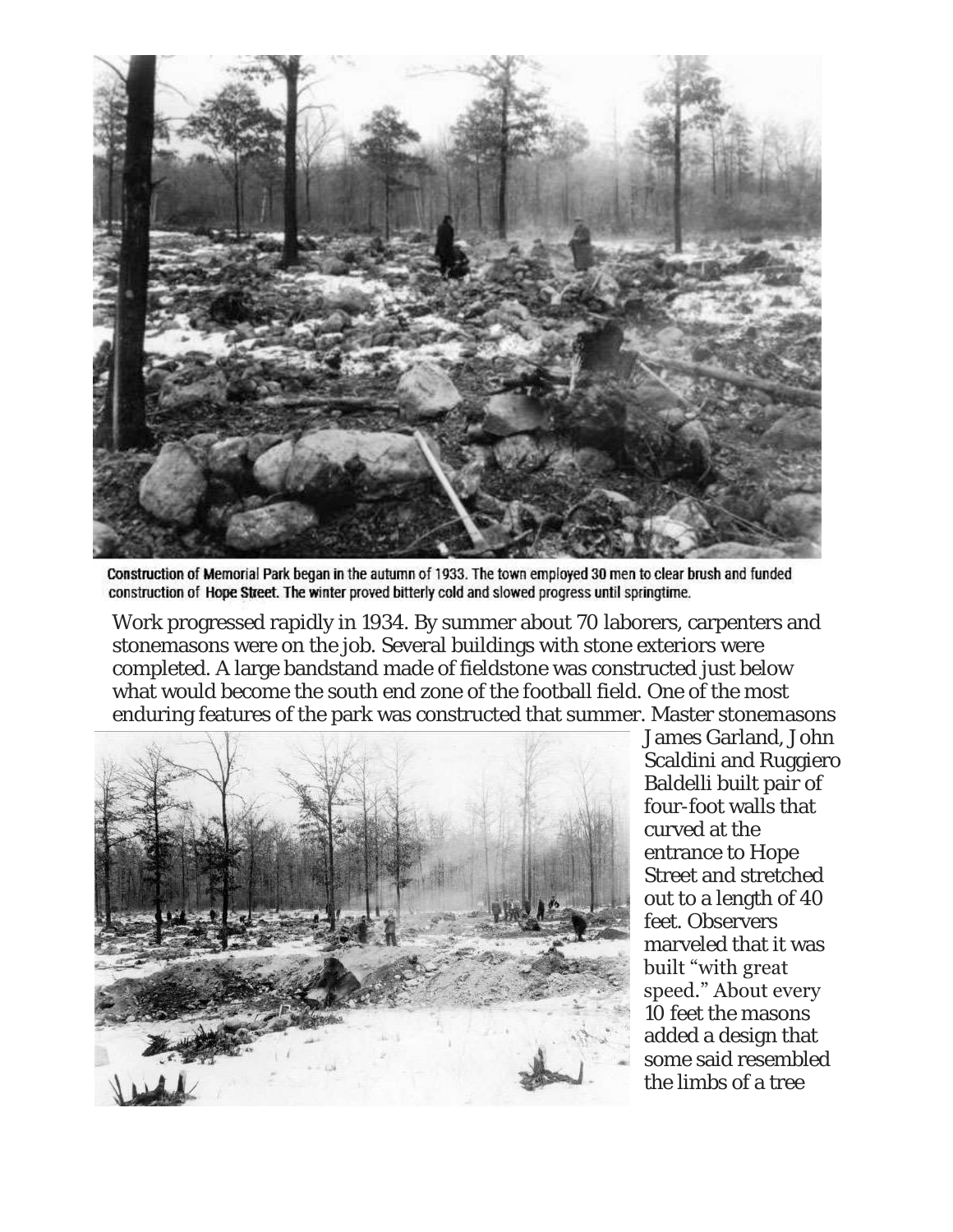Construction of Memorial Park began in the autumn of 1933. The town employed 30 men to clear brush and funded construction of Hope Street. The winter proved bitterly cold and slowed progress until springtime.

Work progressed rapidly in 1934. By summer about 70 laborers, carpenters and stonemasons were on the job. Several buildings with stone exteriors were completed. A large bandstand made of fieldstone was constructed just below what would become the south end zone of the football field. One of the most enduring features of the park was constructed that summer. Master stonemasons James Garland, John Scaldini and Ruggiero Baldelli built pair of four-foot walls that curved at the entrance to Hope Street and stretched out to a length of 40 feet. Observers marveled that it was built "with great speed." About every 10 feet the masons added a design that some said resembled the limbs of a tree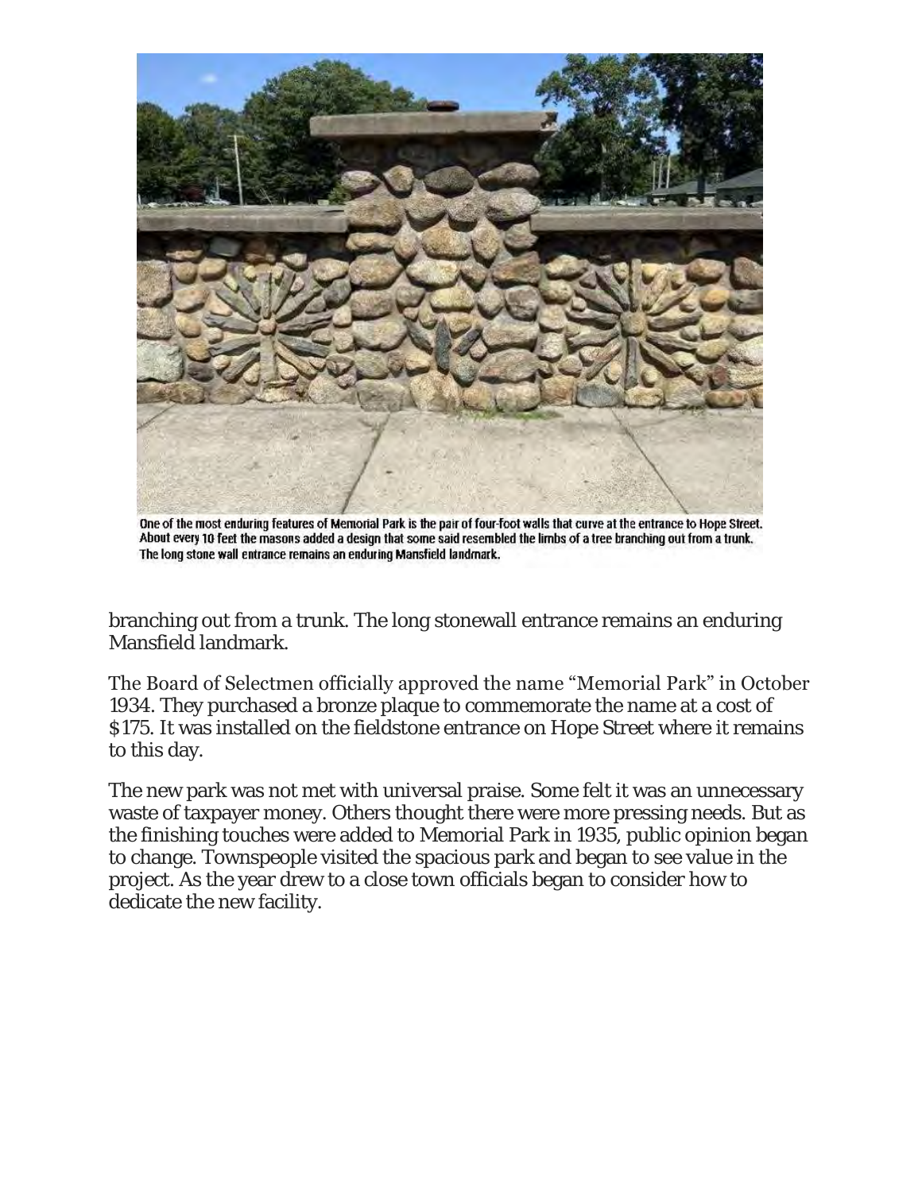One of the most enduring features of Memorial Park is the pair of four-foot walls that curve at the entrance to Hope Street. About every 10 feet the masons added a design that some said resembled the limbs of a tree branching out from a trunk. The long stone wall entrance remains an enduring Mansfield landmark.

branching out from a trunk. The long stonewall entrance remains an enduring Mansfield landmark.

The Board of Selectmen officially approved the name "Memorial Park" in October 1934. They purchased a bronze plaque to commemorate the name at a cost of $175. It was installed on the fieldstone entrance on Hope Street where it remains to this day.

The new park was not met with universal praise. Some felt it was an unnecessary waste of taxpayer money. Others thought there were more pressing needs. But as the finishing touches were added to Memorial Park in 1935, public opinion began to change. Townspeople visited the spacious park and began to see value in the project. As the year drew to a close town officials began to consider how to dedicate the new facility.